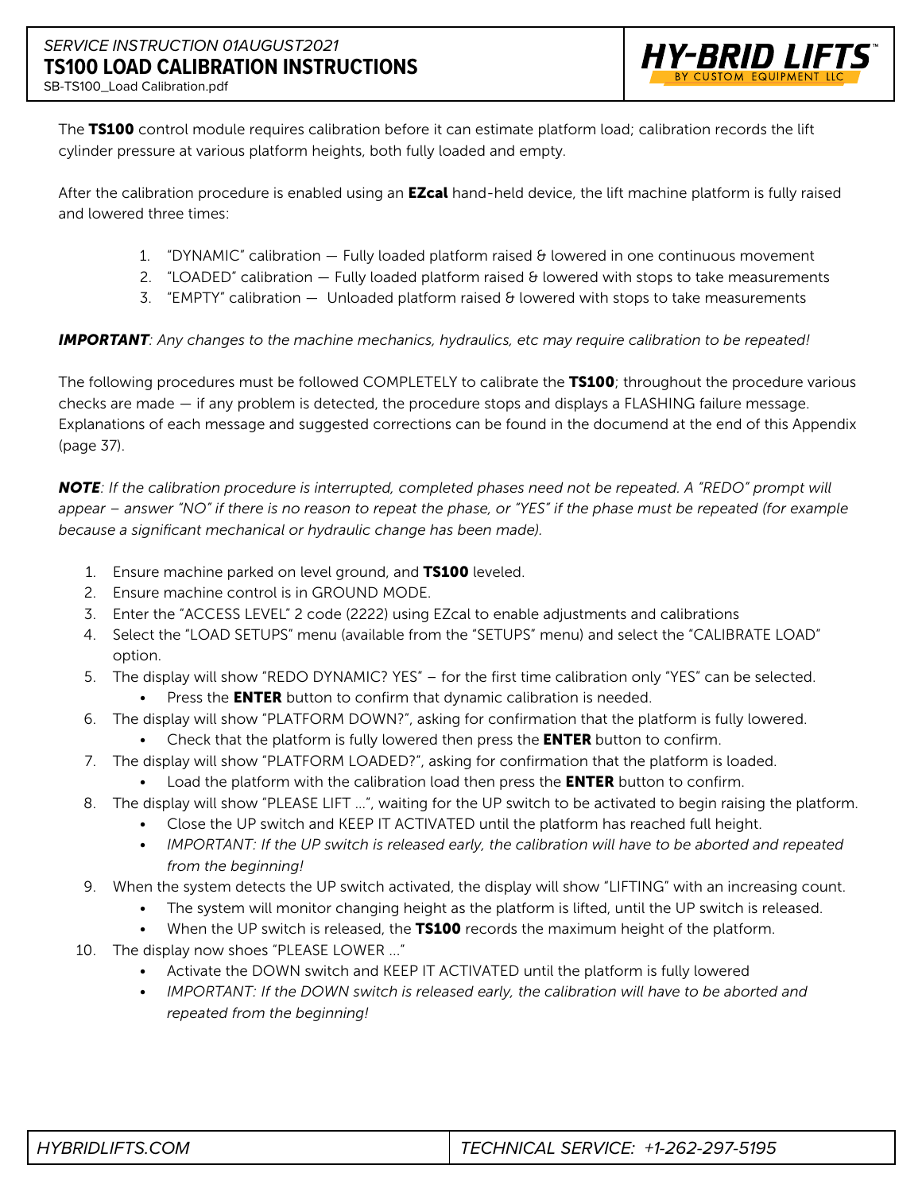*SERVICE INSTRUCTION 01AUGUST2021*

# TS100 LOAD CALIBRATION INSTRUCTIONS

SB-TS100_Load Calibration.pdf

The **TS100** control module requires calibration before it can estimate platform load; calibration records the lift cylinder pressure at various platform heights, both fully loaded and empty.

After the calibration procedure is enabled using an **EZcal** hand-held device, the lift machine platform is fully raised and lowered three times:

1. "DYNAMIC" calibration — Fully loaded platform raised & lowered in one continuous movement
2. "LOADED" calibration — Fully loaded platform raised & lowered with stops to take measurements
3. "EMPTY" calibration — Unloaded platform raised & lowered with stops to take measurements

***IMPORTANT****: Any changes to the machine mechanics, hydraulics, etc may require calibration to be repeated!*

The following procedures must be followed COMPLETELY to calibrate the **TS100**; throughout the procedure various checks are made — if any problem is detected, the procedure stops and displays a FLASHING failure message. Explanations of each message and suggested corrections can be found in the documend at the end of this Appendix (page 37).

***NOTE****: If the calibration procedure is interrupted, completed phases need not be repeated. A "REDO" prompt will appear – answer "NO" if there is no reason to repeat the phase, or "YES" if the phase must be repeated (for example because a significant mechanical or hydraulic change has been made).*

1. Ensure machine parked on level ground, and **TS100** leveled.
2. Ensure machine control is in GROUND MODE.
3. Enter the "ACCESS LEVEL" 2 code (2222) using EZcal to enable adjustments and calibrations
4. Select the "LOAD SETUPS" menu (available from the "SETUPS" menu) and select the "CALIBRATE LOAD" option.
5. The display will show "REDO DYNAMIC? YES" – for the first time calibration only "YES" can be selected.
   - Press the **ENTER** button to confirm that dynamic calibration is needed.
6. The display will show "PLATFORM DOWN?", asking for confirmation that the platform is fully lowered.
   - Check that the platform is fully lowered then press the **ENTER** button to confirm.
7. The display will show "PLATFORM LOADED?", asking for confirmation that the platform is loaded.
   - Load the platform with the calibration load then press the **ENTER** button to confirm.
8. The display will show "PLEASE LIFT ...", waiting for the UP switch to be activated to begin raising the platform.
   - Close the UP switch and KEEP IT ACTIVATED until the platform has reached full height.
   - *IMPORTANT: If the UP switch is released early, the calibration will have to be aborted and repeated from the beginning!*
9. When the system detects the UP switch activated, the display will show "LIFTING" with an increasing count.
   - The system will monitor changing height as the platform is lifted, until the UP switch is released.
   - When the UP switch is released, the **TS100** records the maximum height of the platform.
10. The display now shoes "PLEASE LOWER ..."
    - Activate the DOWN switch and KEEP IT ACTIVATED until the platform is fully lowered
    - *IMPORTANT: If the DOWN switch is released early, the calibration will have to be aborted and repeated from the beginning!*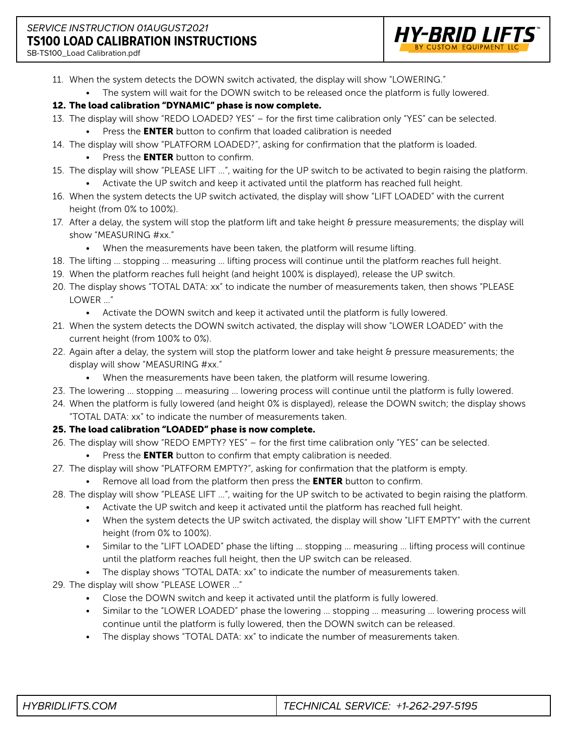11. When the system detects the DOWN switch activated, the display will show "LOWERING."
    - The system will wait for the DOWN switch to be released once the platform is fully lowered.
12. **The load calibration "DYNAMIC" phase is now complete.**
13. The display will show "REDO LOADED? YES" – for the first time calibration only "YES" can be selected.
    - Press the **ENTER** button to confirm that loaded calibration is needed
14. The display will show "PLATFORM LOADED?", asking for confirmation that the platform is loaded.
    - Press the **ENTER** button to confirm.
15. The display will show "PLEASE LIFT …", waiting for the UP switch to be activated to begin raising the platform.
    - Activate the UP switch and keep it activated until the platform has reached full height.
16. When the system detects the UP switch activated, the display will show "LIFT LOADED" with the current height (from 0% to 100%).
17. After a delay, the system will stop the platform lift and take height & pressure measurements; the display will show "MEASURING #xx."
    - When the measurements have been taken, the platform will resume lifting.
18. The lifting … stopping … measuring … lifting process will continue until the platform reaches full height.
19. When the platform reaches full height (and height 100% is displayed), release the UP switch.
20. The display shows "TOTAL DATA: xx" to indicate the number of measurements taken, then shows "PLEASE LOWER …"
    - Activate the DOWN switch and keep it activated until the platform is fully lowered.
21. When the system detects the DOWN switch activated, the display will show "LOWER LOADED" with the current height (from 100% to 0%).
22. Again after a delay, the system will stop the platform lower and take height & pressure measurements; the display will show "MEASURING #xx."
    - When the measurements have been taken, the platform will resume lowering.
23. The lowering … stopping … measuring … lowering process will continue until the platform is fully lowered.
24. When the platform is fully lowered (and height 0% is displayed), release the DOWN switch; the display shows "TOTAL DATA: xx" to indicate the number of measurements taken.
25. **The load calibration "LOADED" phase is now complete.**
26. The display will show "REDO EMPTY? YES" – for the first time calibration only "YES" can be selected.
    - Press the **ENTER** button to confirm that empty calibration is needed.
27. The display will show "PLATFORM EMPTY?", asking for confirmation that the platform is empty.
    - Remove all load from the platform then press the **ENTER** button to confirm.
28. The display will show "PLEASE LIFT …", waiting for the UP switch to be activated to begin raising the platform.
    - Activate the UP switch and keep it activated until the platform has reached full height.
    - When the system detects the UP switch activated, the display will show "LIFT EMPTY" with the current height (from 0% to 100%).
    - Similar to the "LIFT LOADED" phase the lifting … stopping … measuring … lifting process will continue until the platform reaches full height, then the UP switch can be released.
    - The display shows "TOTAL DATA: xx" to indicate the number of measurements taken.
29. The display will show "PLEASE LOWER …"
    - Close the DOWN switch and keep it activated until the platform is fully lowered.
    - Similar to the "LOWER LOADED" phase the lowering … stopping … measuring … lowering process will continue until the platform is fully lowered, then the DOWN switch can be released.
    - The display shows "TOTAL DATA: xx" to indicate the number of measurements taken.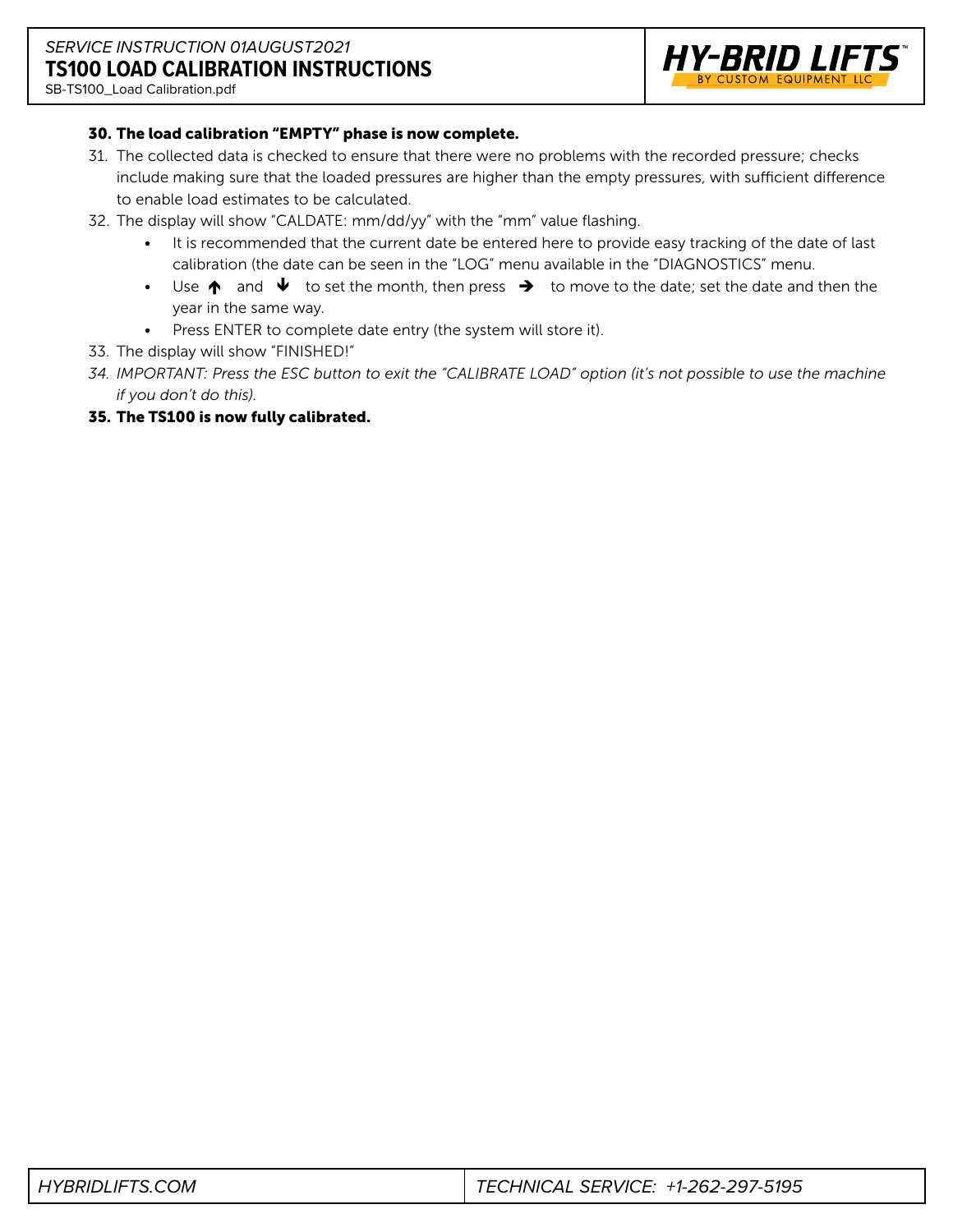**30. The load calibration "EMPTY" phase is now complete.**

31. The collected data is checked to ensure that there were no problems with the recorded pressure; checks include making sure that the loaded pressures are higher than the empty pressures, with sufficient difference to enable load estimates to be calculated.
32. The display will show "CALDATE: mm/dd/yy" with the "mm" value flashing.
    - It is recommended that the current date be entered here to provide easy tracking of the date of last calibration (the date can be seen in the "LOG" menu available in the "DIAGNOSTICS" menu.
    - Use ↑ and ↓ to set the month, then press → to move to the date; set the date and then the year in the same way.
    - Press ENTER to complete date entry (the system will store it).
33. The display will show "FINISHED!"
34. *IMPORTANT: Press the ESC button to exit the "CALIBRATE LOAD" option (it's not possible to use the machine if you don't do this).*

**35. The TS100 is now fully calibrated.**